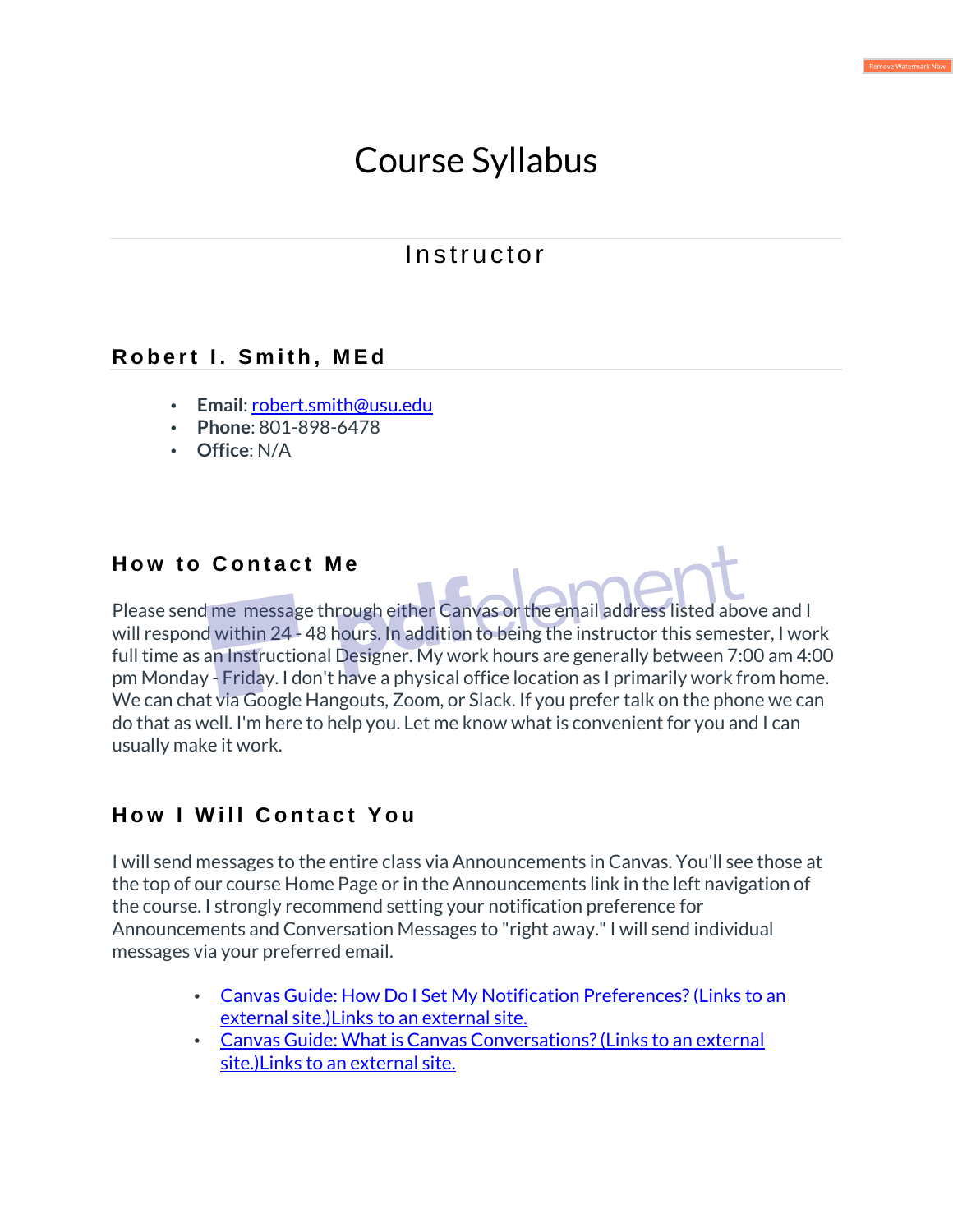# Course Syllabus

## Instructor

### Robert I. Smith, MEd

- **Email**: [robert.smith@usu.edu](mailto:robert.smith@usu.edu)
- **Phone**: 801-898-6478
- **Office**: N/A

### How to Contact Me

Please send me message through either Canvas or the email address listed above and I will respond within 24 - 48 hours. In addition to being the instructor this semester, I work full time as an Instructional Designer. My work hours are generally between 7:00 am 4:00 pm Monday - Friday. I don't have a physical office location as I primarily work from home. We can chat via Google Hangouts, Zoom, or Slack. If you prefer talk on the phone we can do that as well. I'm here to help you. Let me know what is convenient for you and I can usually make it work.

### How I Will Contact You

I will send messages to the entire class via Announcements in Canvas. You'll see those at the top of our course Home Page or in the Announcements link in the left navigation of the course. I strongly recommend setting your notification preference for Announcements and Conversation Messages to "right away." I will send individual messages via your preferred email.

- Canvas Guide: How Do I Set My Notification Preferences? (Links to an external site.)Links to an external site.
- Canvas Guide: What is Canvas Conversations? (Links to an external site.)Links to an external site.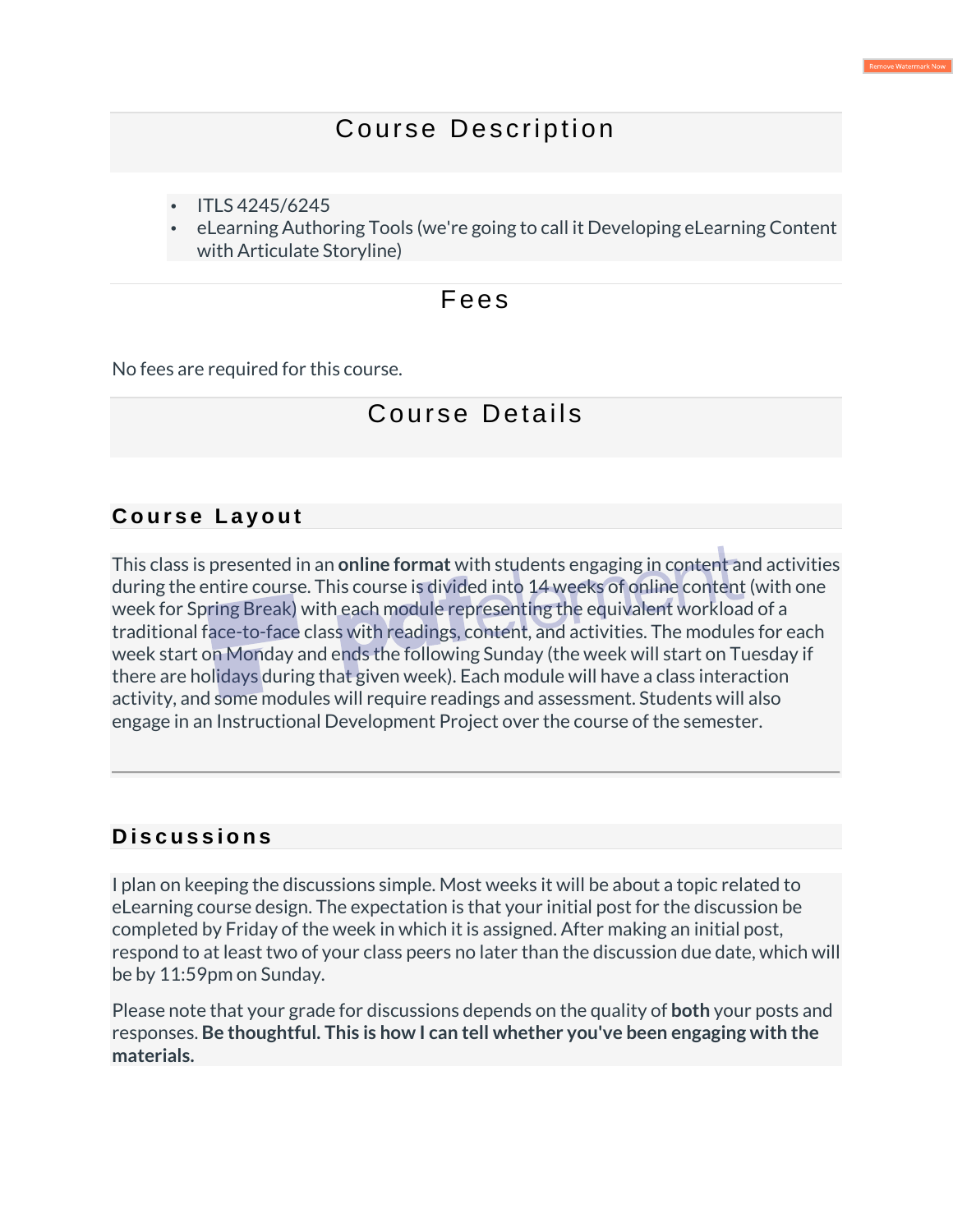## Course Description

- ITLS 4245/6245
- eLearning Authoring Tools (we're going to call it Developing eLearning Content with Articulate Storyline)

## Fees

No fees are required for this course.

## Course Details

### Course Layout

This class is presented in an **online format** with students engaging in content and activities during the entire course. This course is divided into 14 weeks of online content (with one week for Spring Break) with each module representing the equivalent workload of a traditional face-to-face class with readings, content, and activities. The modules for each week start on Monday and ends the following Sunday (the week will start on Tuesday if there are holidays during that given week). Each module will have a class interaction activity, and some modules will require readings and assessment. Students will also engage in an Instructional Development Project over the course of the semester.

### Discussions

I plan on keeping the discussions simple. Most weeks it will be about a topic related to eLearning course design. The expectation is that your initial post for the discussion be completed by Friday of the week in which it is assigned. After making an initial post, respond to at least two of your class peers no later than the discussion due date, which will be by 11:59pm on Sunday.

Please note that your grade for discussions depends on the quality of **both** your posts and responses. **Be thoughtful. This is how I can tell whether you've been engaging with the materials.**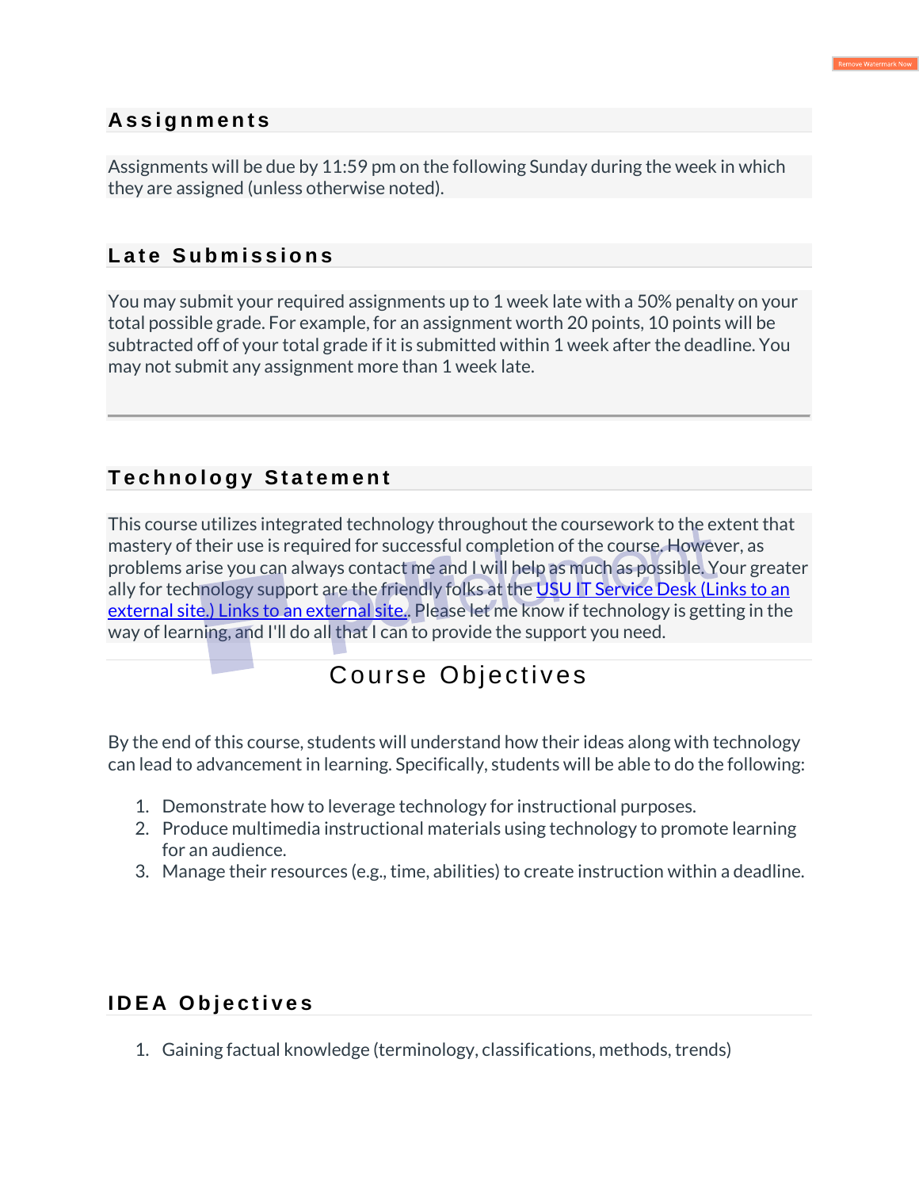## Assignments

Assignments will be due by 11:59 pm on the following Sunday during the week in which they are assigned (unless otherwise noted).

## Late Submissions

You may submit your required assignments up to 1 week late with a 50% penalty on your total possible grade. For example, for an assignment worth 20 points, 10 points will be subtracted off of your total grade if it is submitted within 1 week after the deadline. You may not submit any assignment more than 1 week late.

---

## Technology Statement

This course utilizes integrated technology throughout the coursework to the extent that mastery of their use is required for successful completion of the course. However, as problems arise you can always contact me and I will help as much as possible. Your greater ally for technology support are the friendly folks at the USU IT Service Desk (Links to an external site.) Links to an external site.. Please let me know if technology is getting in the way of learning, and I'll do all that I can to provide the support you need.

## Course Objectives

By the end of this course, students will understand how their ideas along with technology can lead to advancement in learning. Specifically, students will be able to do the following:

1. Demonstrate how to leverage technology for instructional purposes.
2. Produce multimedia instructional materials using technology to promote learning for an audience.
3. Manage their resources (e.g., time, abilities) to create instruction within a deadline.

## IDEA Objectives

1. Gaining factual knowledge (terminology, classifications, methods, trends)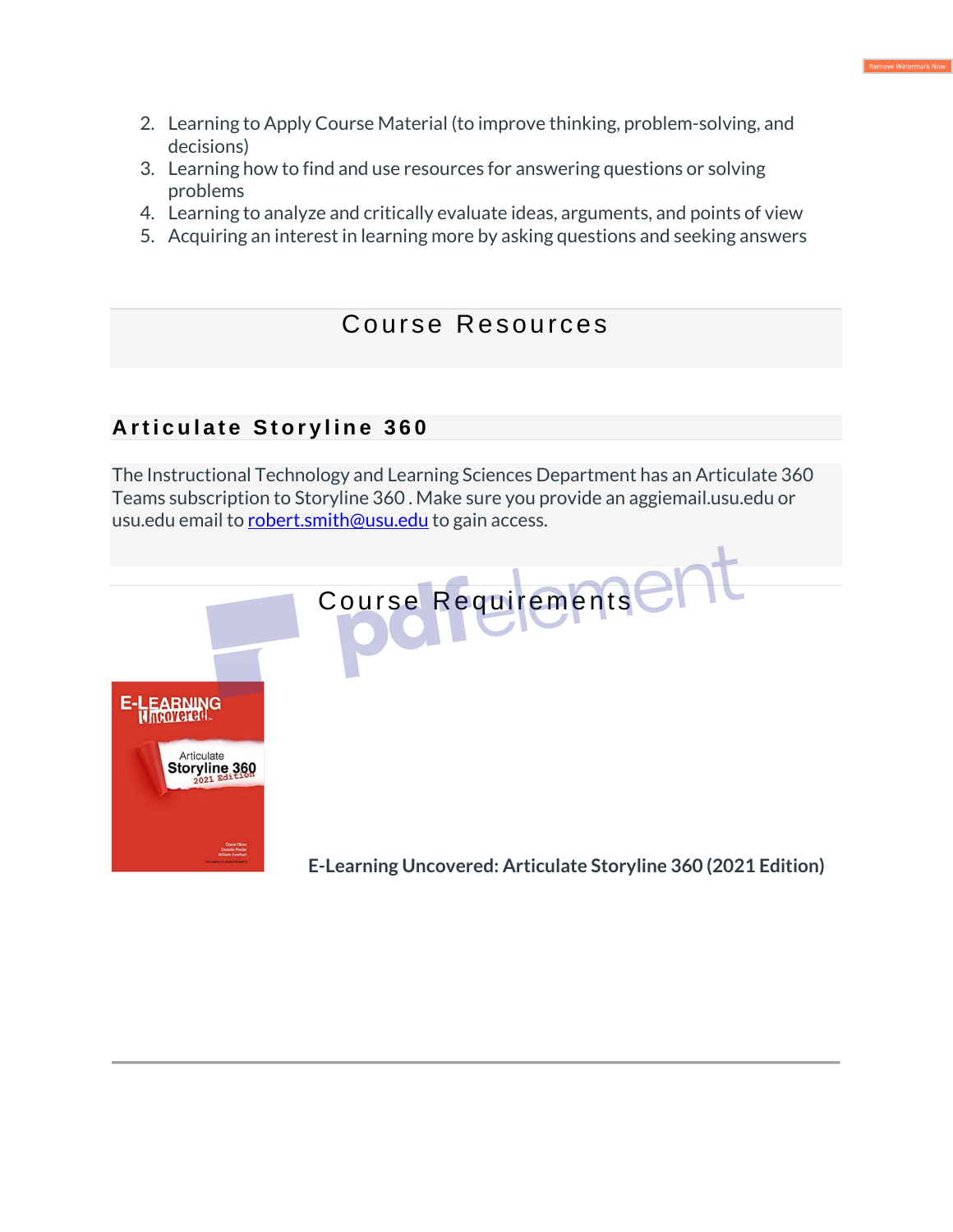2. Learning to Apply Course Material (to improve thinking, problem-solving, and decisions)
3. Learning how to find and use resources for answering questions or solving problems
4. Learning to analyze and critically evaluate ideas, arguments, and points of view
5. Acquiring an interest in learning more by asking questions and seeking answers

## Course Resources

### Articulate Storyline 360

The Instructional Technology and Learning Sciences Department has an Articulate 360 Teams subscription to Storyline 360 . Make sure you provide an aggiemail.usu.edu or usu.edu email to robert.smith@usu.edu to gain access.

## Course Requirements

**E-Learning Uncovered: Articulate Storyline 360 (2021 Edition)**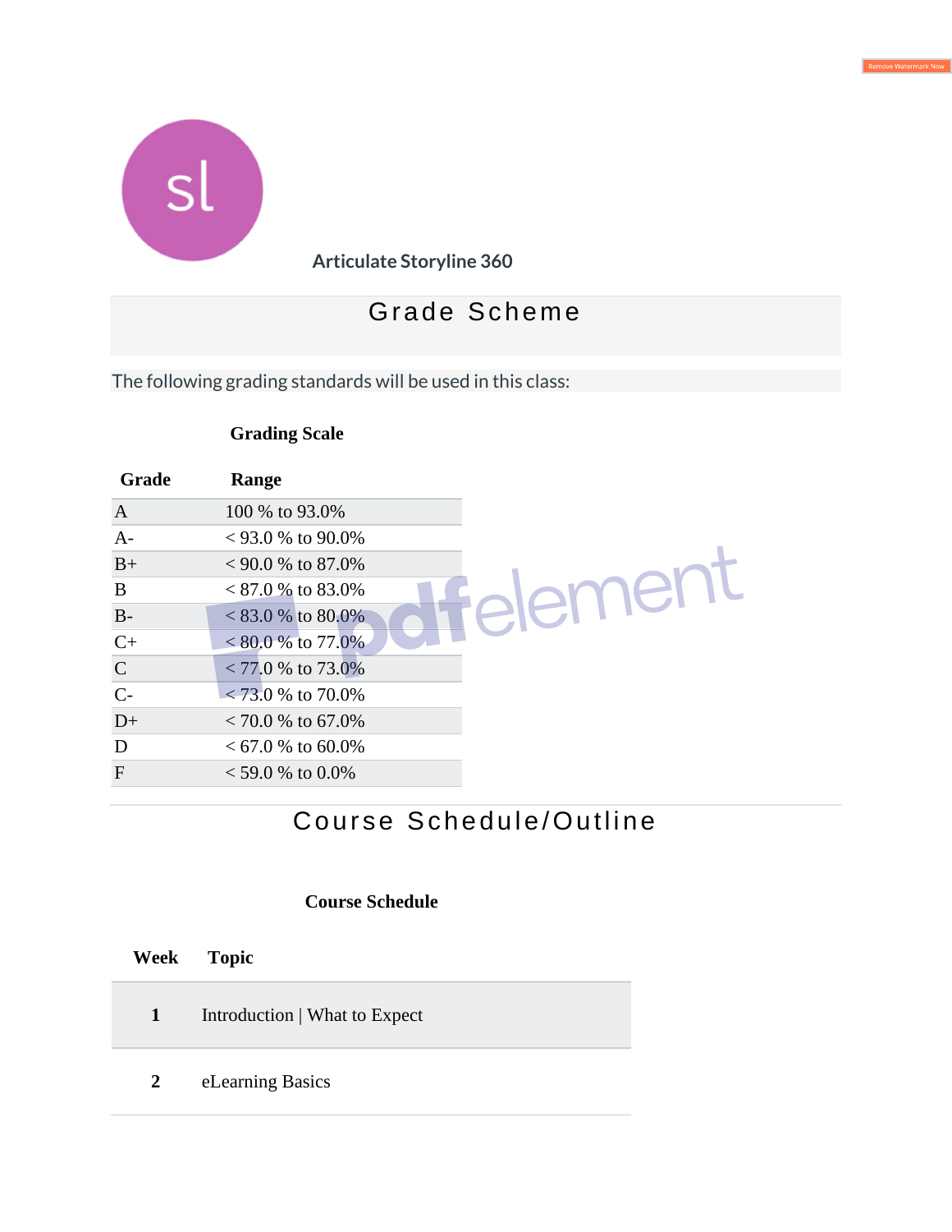Articulate Storyline 360

## Grade Scheme

The following grading standards will be used in this class:

**Grading Scale**

| Grade | Range |
| --- | --- |
| A | 100 % to 93.0% |
| A- | < 93.0 % to 90.0% |
| B+ | < 90.0 % to 87.0% |
| B | < 87.0 % to 83.0% |
| B- | < 83.0 % to 80.0% |
| C+ | < 80.0 % to 77.0% |
| C | < 77.0 % to 73.0% |
| C- | < 73.0 % to 70.0% |
| D+ | < 70.0 % to 67.0% |
| D | < 67.0 % to 60.0% |
| F | < 59.0 % to 0.0% |

## Course Schedule/Outline

**Course Schedule**

| Week | Topic |
| --- | --- |
| **1** | Introduction \| What to Expect |
| **2** | eLearning Basics |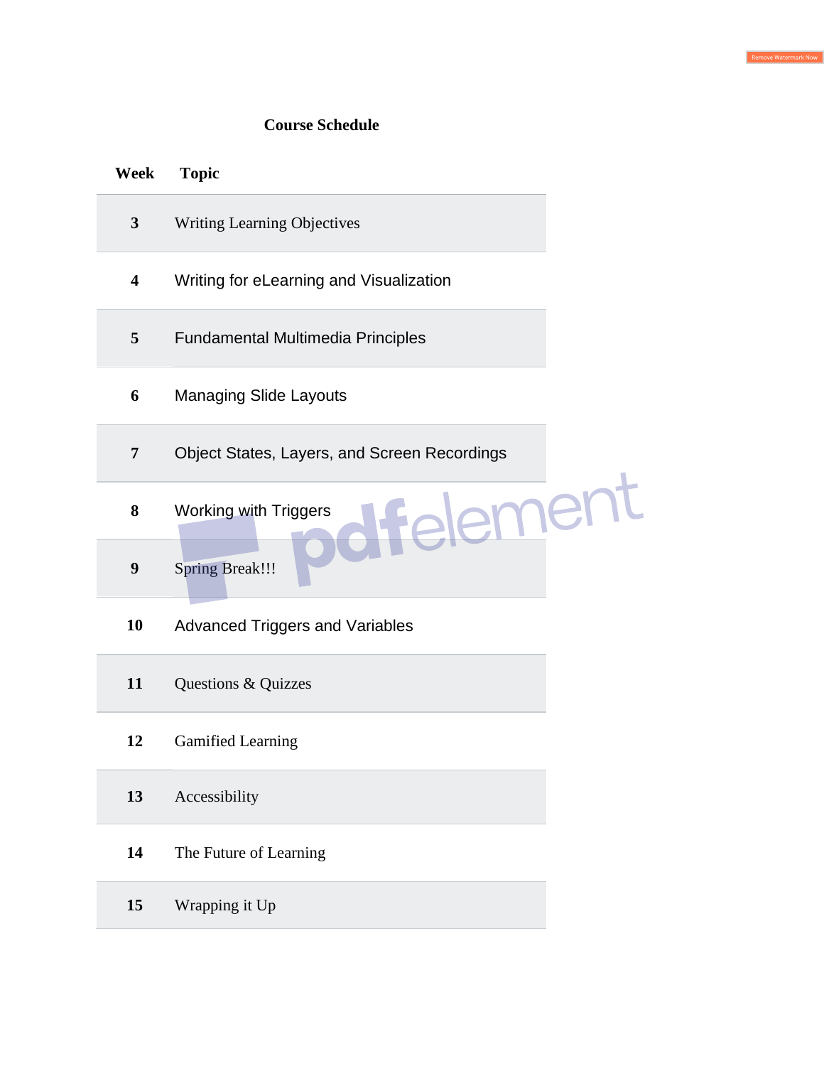## Course Schedule

| Week | Topic |
|---|---|
| **3** | Writing Learning Objectives |
| **4** | Writing for eLearning and Visualization |
| **5** | Fundamental Multimedia Principles |
| **6** | Managing Slide Layouts |
| **7** | Object States, Layers, and Screen Recordings |
| **8** | Working with Triggers |
| **9** | Spring Break!!! |
| **10** | Advanced Triggers and Variables |
| **11** | Questions & Quizzes |
| **12** | Gamified Learning |
| **13** | Accessibility |
| **14** | The Future of Learning |
| **15** | Wrapping it Up |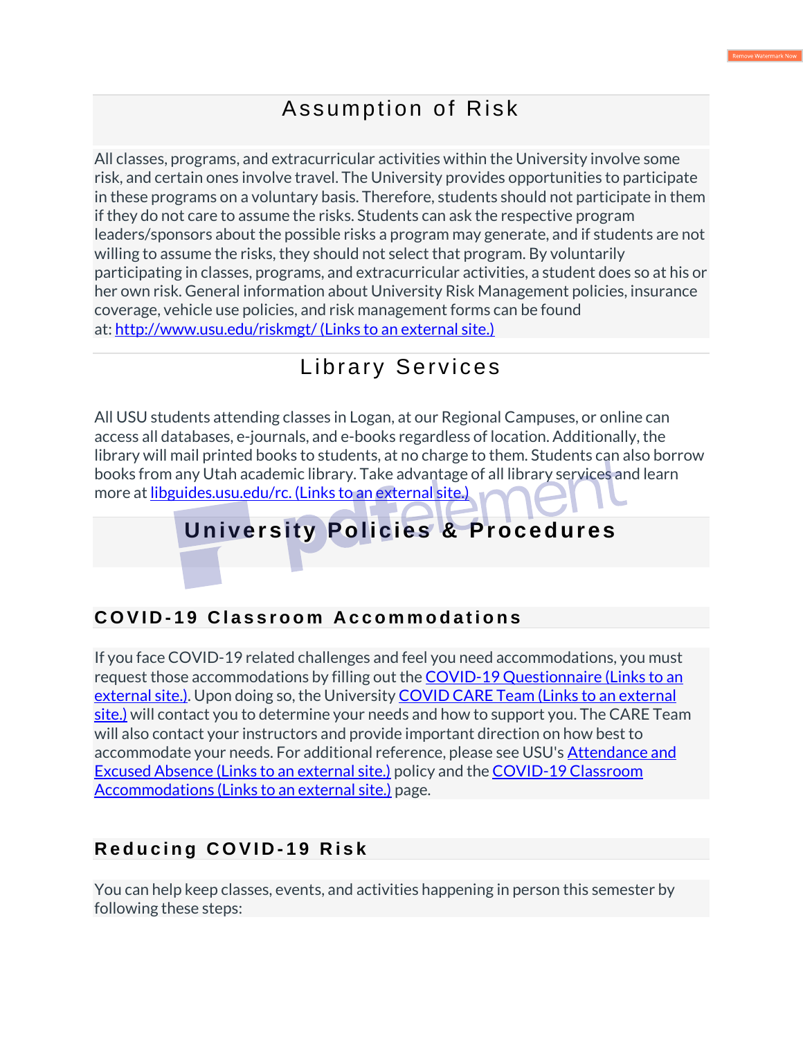# Assumption of Risk

All classes, programs, and extracurricular activities within the University involve some risk, and certain ones involve travel. The University provides opportunities to participate in these programs on a voluntary basis. Therefore, students should not participate in them if they do not care to assume the risks. Students can ask the respective program leaders/sponsors about the possible risks a program may generate, and if students are not willing to assume the risks, they should not select that program. By voluntarily participating in classes, programs, and extracurricular activities, a student does so at his or her own risk. General information about University Risk Management policies, insurance coverage, vehicle use policies, and risk management forms can be found at: [http://www.usu.edu/riskmgt/ (Links to an external site.)](http://www.usu.edu/riskmgt/)

# Library Services

All USU students attending classes in Logan, at our Regional Campuses, or online can access all databases, e-journals, and e-books regardless of location. Additionally, the library will mail printed books to students, at no charge to them. Students can also borrow books from any Utah academic library. Take advantage of all library services and learn more at [libguides.usu.edu/rc. (Links to an external site.)](http://libguides.usu.edu/rc)

# University Policies & Procedures

## COVID-19 Classroom Accommodations

If you face COVID-19 related challenges and feel you need accommodations, you must request those accommodations by filling out the [COVID-19 Questionnaire (Links to an external site.)](). Upon doing so, the University [COVID CARE Team (Links to an external site.)]() will contact you to determine your needs and how to support you. The CARE Team will also contact your instructors and provide important direction on how best to accommodate your needs. For additional reference, please see USU's [Attendance and Excused Absence (Links to an external site.)]() policy and the [COVID-19 Classroom Accommodations (Links to an external site.)]() page.

## Reducing COVID-19 Risk

You can help keep classes, events, and activities happening in person this semester by following these steps: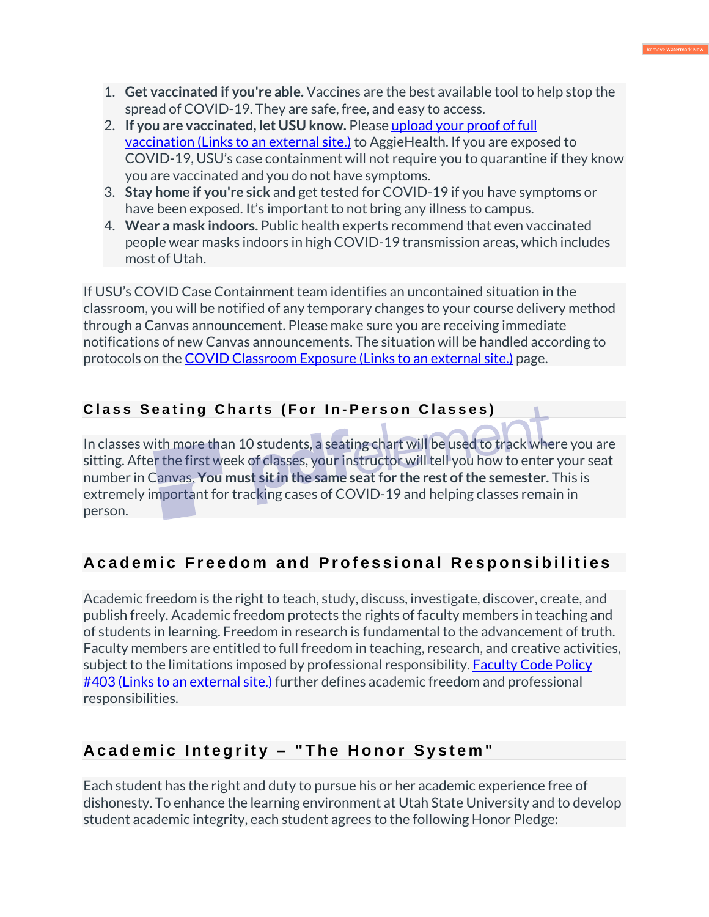1. **Get vaccinated if you're able.** Vaccines are the best available tool to help stop the spread of COVID-19. They are safe, free, and easy to access.
2. **If you are vaccinated, let USU know.** Please upload your proof of full vaccination (Links to an external site.) to AggieHealth. If you are exposed to COVID-19, USU's case containment will not require you to quarantine if they know you are vaccinated and you do not have symptoms.
3. **Stay home if you're sick** and get tested for COVID-19 if you have symptoms or have been exposed. It's important to not bring any illness to campus.
4. **Wear a mask indoors.** Public health experts recommend that even vaccinated people wear masks indoors in high COVID-19 transmission areas, which includes most of Utah.

If USU's COVID Case Containment team identifies an uncontained situation in the classroom, you will be notified of any temporary changes to your course delivery method through a Canvas announcement. Please make sure you are receiving immediate notifications of new Canvas announcements. The situation will be handled according to protocols on the COVID Classroom Exposure (Links to an external site.) page.

## Class Seating Charts (For In-Person Classes)

In classes with more than 10 students, a seating chart will be used to track where you are sitting. After the first week of classes, your instructor will tell you how to enter your seat number in Canvas. **You must sit in the same seat for the rest of the semester.** This is extremely important for tracking cases of COVID-19 and helping classes remain in person.

## Academic Freedom and Professional Responsibilities

Academic freedom is the right to teach, study, discuss, investigate, discover, create, and publish freely. Academic freedom protects the rights of faculty members in teaching and of students in learning. Freedom in research is fundamental to the advancement of truth. Faculty members are entitled to full freedom in teaching, research, and creative activities, subject to the limitations imposed by professional responsibility. Faculty Code Policy #403 (Links to an external site.) further defines academic freedom and professional responsibilities.

## Academic Integrity – "The Honor System"

Each student has the right and duty to pursue his or her academic experience free of dishonesty. To enhance the learning environment at Utah State University and to develop student academic integrity, each student agrees to the following Honor Pledge: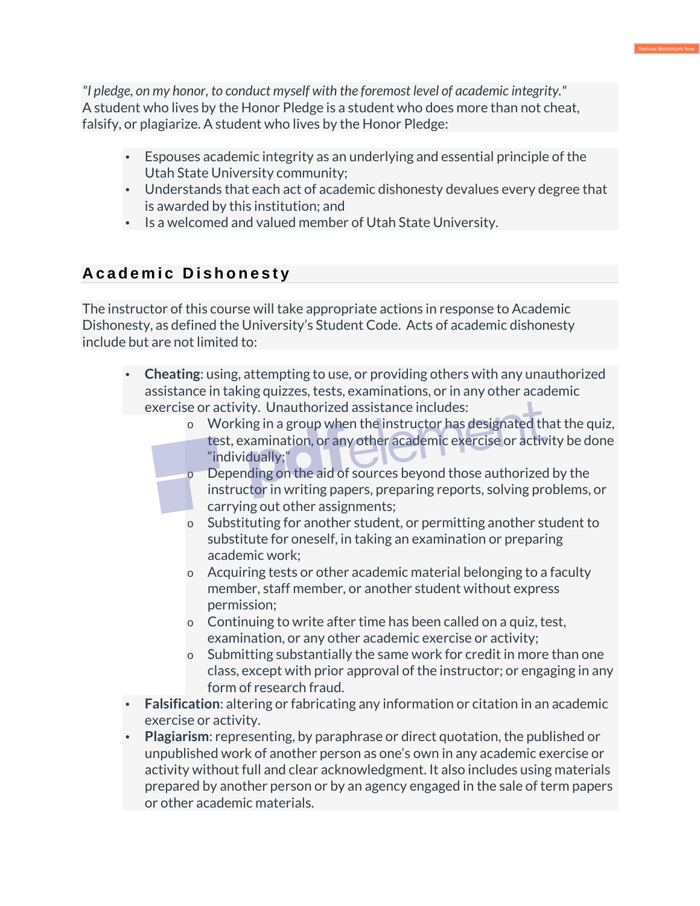*"I pledge, on my honor, to conduct myself with the foremost level of academic integrity."*
A student who lives by the Honor Pledge is a student who does more than not cheat, falsify, or plagiarize. A student who lives by the Honor Pledge:

- Espouses academic integrity as an underlying and essential principle of the Utah State University community;
- Understands that each act of academic dishonesty devalues every degree that is awarded by this institution; and
- Is a welcomed and valued member of Utah State University.

## Academic Dishonesty

The instructor of this course will take appropriate actions in response to Academic Dishonesty, as defined the University's Student Code. Acts of academic dishonesty include but are not limited to:

- **Cheating**: using, attempting to use, or providing others with any unauthorized assistance in taking quizzes, tests, examinations, or in any other academic exercise or activity. Unauthorized assistance includes:
  - Working in a group when the instructor has designated that the quiz, test, examination, or any other academic exercise or activity be done "individually;"
  - Depending on the aid of sources beyond those authorized by the instructor in writing papers, preparing reports, solving problems, or carrying out other assignments;
  - Substituting for another student, or permitting another student to substitute for oneself, in taking an examination or preparing academic work;
  - Acquiring tests or other academic material belonging to a faculty member, staff member, or another student without express permission;
  - Continuing to write after time has been called on a quiz, test, examination, or any other academic exercise or activity;
  - Submitting substantially the same work for credit in more than one class, except with prior approval of the instructor; or engaging in any form of research fraud.
- **Falsification**: altering or fabricating any information or citation in an academic exercise or activity.
- **Plagiarism**: representing, by paraphrase or direct quotation, the published or unpublished work of another person as one's own in any academic exercise or activity without full and clear acknowledgment. It also includes using materials prepared by another person or by an agency engaged in the sale of term papers or other academic materials.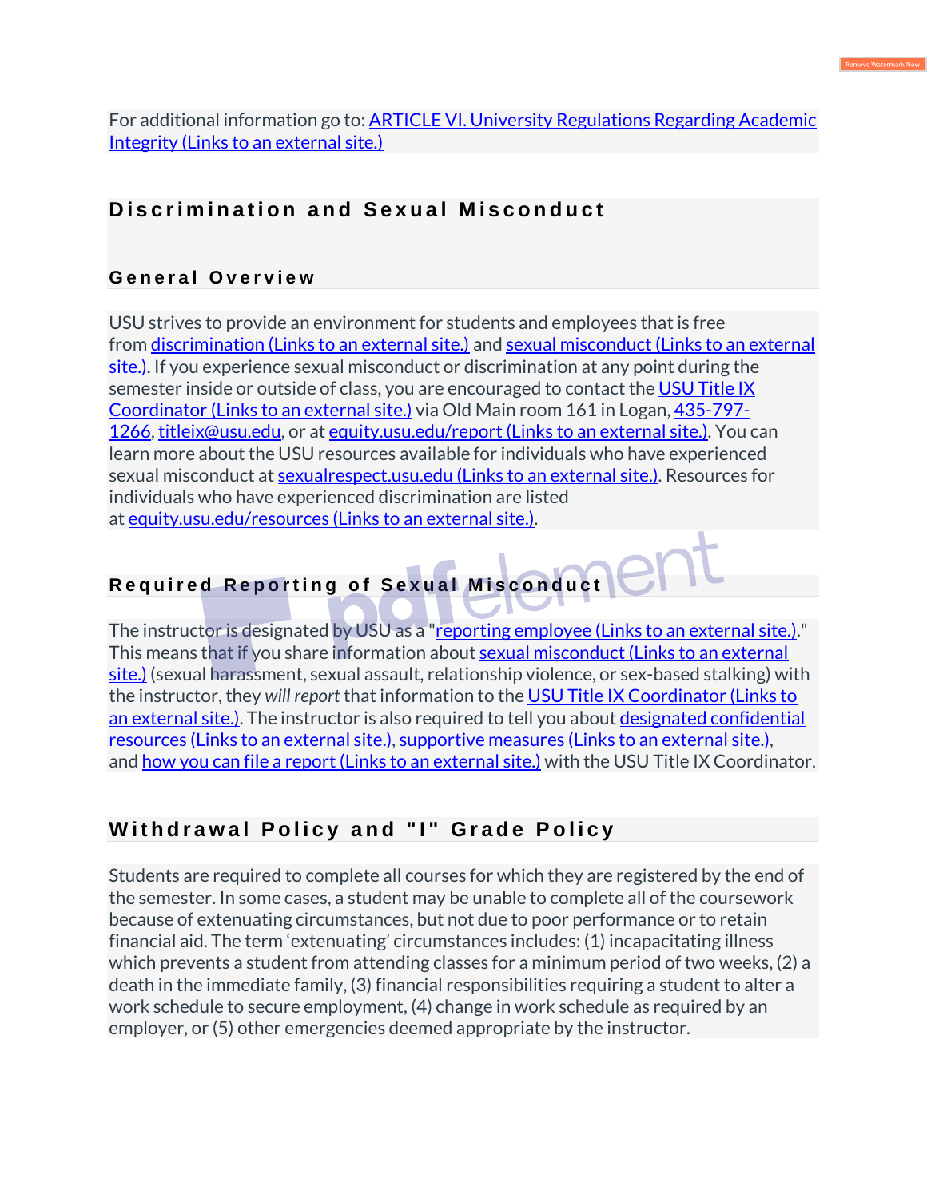For additional information go to: ARTICLE VI. University Regulations Regarding Academic Integrity (Links to an external site.)

## Discrimination and Sexual Misconduct

### General Overview

USU strives to provide an environment for students and employees that is free from discrimination (Links to an external site.) and sexual misconduct (Links to an external site.). If you experience sexual misconduct or discrimination at any point during the semester inside or outside of class, you are encouraged to contact the USU Title IX Coordinator (Links to an external site.) via Old Main room 161 in Logan, 435-797-1266, titleix@usu.edu, or at equity.usu.edu/report (Links to an external site.). You can learn more about the USU resources available for individuals who have experienced sexual misconduct at sexualrespect.usu.edu (Links to an external site.). Resources for individuals who have experienced discrimination are listed at equity.usu.edu/resources (Links to an external site.).

### Required Reporting of Sexual Misconduct

The instructor is designated by USU as a "reporting employee (Links to an external site.)." This means that if you share information about sexual misconduct (Links to an external site.) (sexual harassment, sexual assault, relationship violence, or sex-based stalking) with the instructor, they *will report* that information to the USU Title IX Coordinator (Links to an external site.). The instructor is also required to tell you about designated confidential resources (Links to an external site.), supportive measures (Links to an external site.), and how you can file a report (Links to an external site.) with the USU Title IX Coordinator.

## Withdrawal Policy and "I" Grade Policy

Students are required to complete all courses for which they are registered by the end of the semester. In some cases, a student may be unable to complete all of the coursework because of extenuating circumstances, but not due to poor performance or to retain financial aid. The term 'extenuating' circumstances includes: (1) incapacitating illness which prevents a student from attending classes for a minimum period of two weeks, (2) a death in the immediate family, (3) financial responsibilities requiring a student to alter a work schedule to secure employment, (4) change in work schedule as required by an employer, or (5) other emergencies deemed appropriate by the instructor.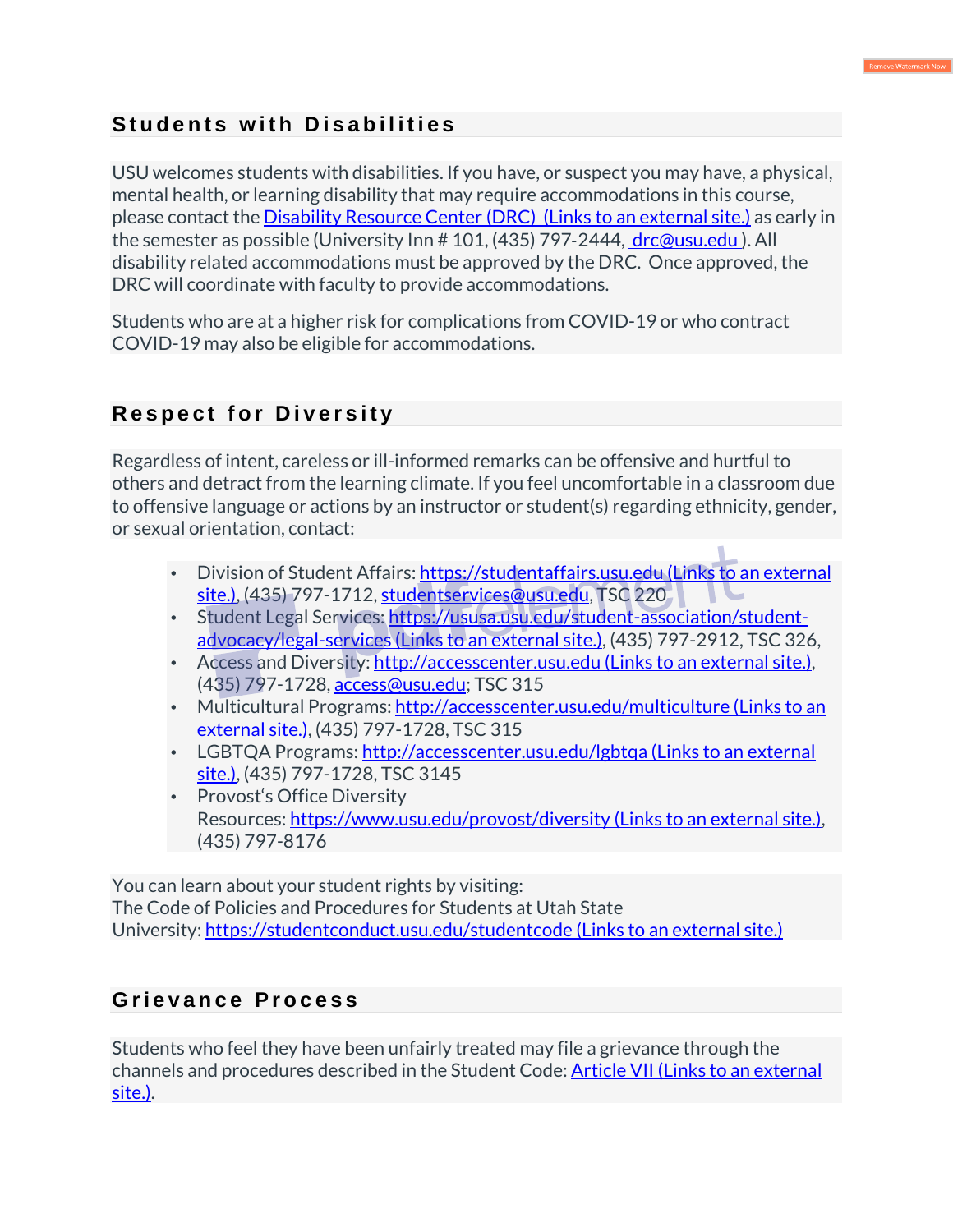## Students with Disabilities

USU welcomes students with disabilities. If you have, or suspect you may have, a physical, mental health, or learning disability that may require accommodations in this course, please contact the Disability Resource Center (DRC) (Links to an external site.) as early in the semester as possible (University Inn # 101, (435) 797-2444, drc@usu.edu ). All disability related accommodations must be approved by the DRC. Once approved, the DRC will coordinate with faculty to provide accommodations.

Students who are at a higher risk for complications from COVID-19 or who contract COVID-19 may also be eligible for accommodations.

## Respect for Diversity

Regardless of intent, careless or ill-informed remarks can be offensive and hurtful to others and detract from the learning climate. If you feel uncomfortable in a classroom due to offensive language or actions by an instructor or student(s) regarding ethnicity, gender, or sexual orientation, contact:

- Division of Student Affairs: https://studentaffairs.usu.edu (Links to an external site.), (435) 797-1712, studentservices@usu.edu, TSC 220
- Student Legal Services: https://ususa.usu.edu/student-association/student-advocacy/legal-services (Links to an external site.), (435) 797-2912, TSC 326,
- Access and Diversity: http://accesscenter.usu.edu (Links to an external site.), (435) 797-1728, access@usu.edu; TSC 315
- Multicultural Programs: http://accesscenter.usu.edu/multiculture (Links to an external site.), (435) 797-1728, TSC 315
- LGBTQA Programs: http://accesscenter.usu.edu/lgbtqa (Links to an external site.), (435) 797-1728, TSC 3145
- Provost's Office Diversity Resources: https://www.usu.edu/provost/diversity (Links to an external site.), (435) 797-8176

You can learn about your student rights by visiting:
The Code of Policies and Procedures for Students at Utah State University: https://studentconduct.usu.edu/studentcode (Links to an external site.)

## Grievance Process

Students who feel they have been unfairly treated may file a grievance through the channels and procedures described in the Student Code: Article VII (Links to an external site.).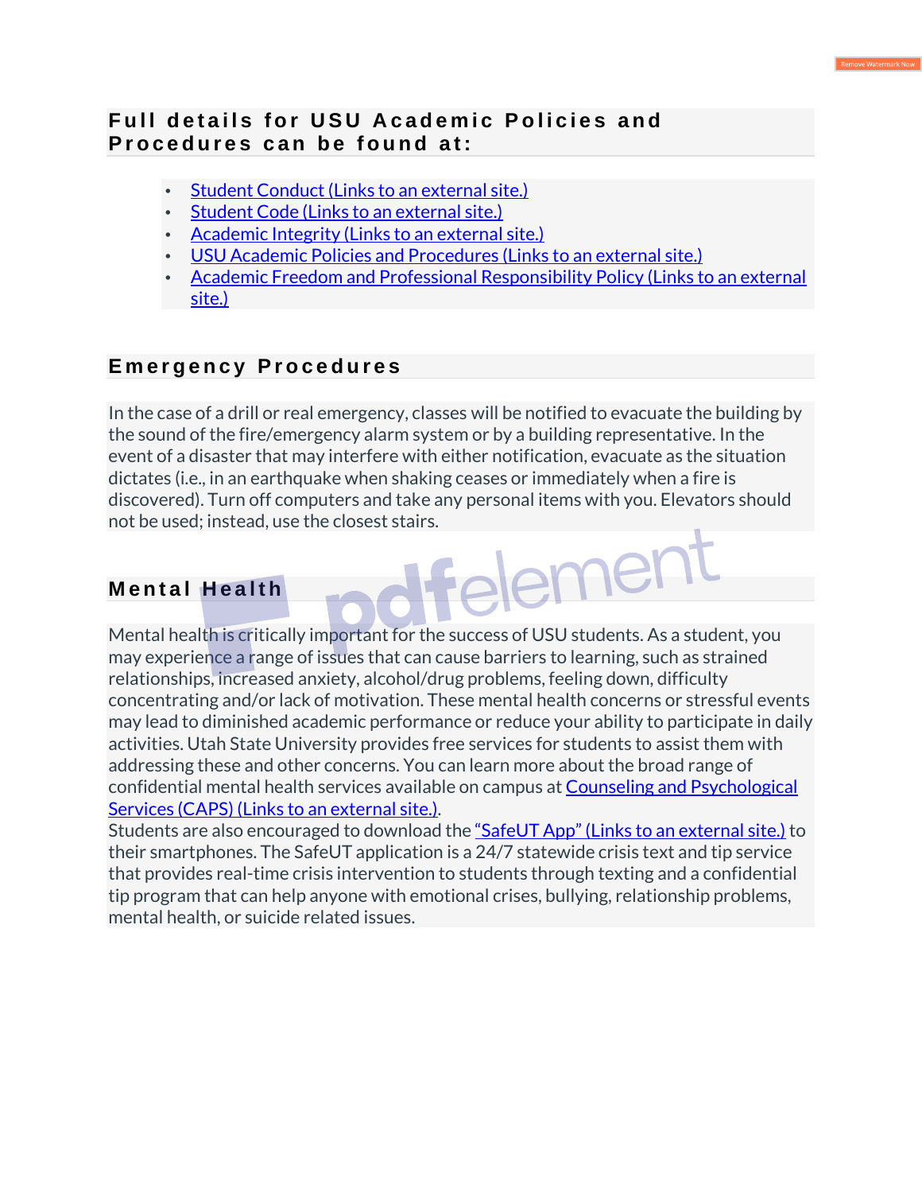## Full details for USU Academic Policies and Procedures can be found at:

- Student Conduct (Links to an external site.)
- Student Code (Links to an external site.)
- Academic Integrity (Links to an external site.)
- USU Academic Policies and Procedures (Links to an external site.)
- Academic Freedom and Professional Responsibility Policy (Links to an external site.)

## Emergency Procedures

In the case of a drill or real emergency, classes will be notified to evacuate the building by the sound of the fire/emergency alarm system or by a building representative. In the event of a disaster that may interfere with either notification, evacuate as the situation dictates (i.e., in an earthquake when shaking ceases or immediately when a fire is discovered). Turn off computers and take any personal items with you. Elevators should not be used; instead, use the closest stairs.

## Mental Health

Mental health is critically important for the success of USU students. As a student, you may experience a range of issues that can cause barriers to learning, such as strained relationships, increased anxiety, alcohol/drug problems, feeling down, difficulty concentrating and/or lack of motivation. These mental health concerns or stressful events may lead to diminished academic performance or reduce your ability to participate in daily activities. Utah State University provides free services for students to assist them with addressing these and other concerns. You can learn more about the broad range of confidential mental health services available on campus at Counseling and Psychological Services (CAPS) (Links to an external site.).
Students are also encouraged to download the "SafeUT App" (Links to an external site.) to their smartphones. The SafeUT application is a 24/7 statewide crisis text and tip service that provides real-time crisis intervention to students through texting and a confidential tip program that can help anyone with emotional crises, bullying, relationship problems, mental health, or suicide related issues.